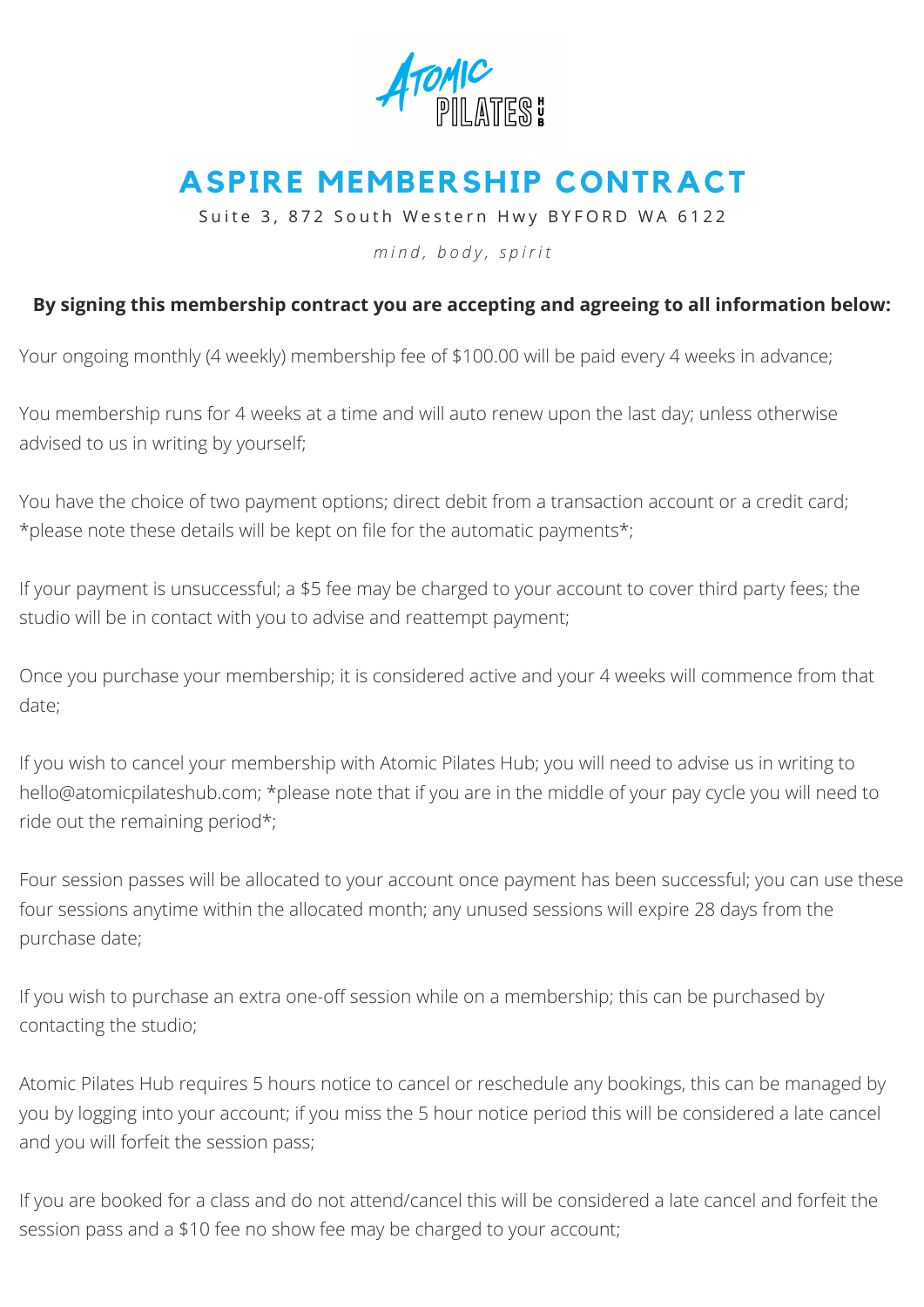# ASPIRE MEMBERSHIP CONTRACT

Suite 3, 872 South Western Hwy BYFORD WA 6122

*mind, body, spirit*

**By signing this membership contract you are accepting and agreeing to all information below:**

Your ongoing monthly (4 weekly) membership fee of $100.00 will be paid every 4 weeks in advance;

You membership runs for 4 weeks at a time and will auto renew upon the last day; unless otherwise advised to us in writing by yourself;

You have the choice of two payment options; direct debit from a transaction account or a credit card; *please note these details will be kept on file for the automatic payments*;

If your payment is unsuccessful; a $5 fee may be charged to your account to cover third party fees; the studio will be in contact with you to advise and reattempt payment;

Once you purchase your membership; it is considered active and your 4 weeks will commence from that date;

If you wish to cancel your membership with Atomic Pilates Hub; you will need to advise us in writing to hello@atomicpilateshub.com; *please note that if you are in the middle of your pay cycle you will need to ride out the remaining period*;

Four session passes will be allocated to your account once payment has been successful; you can use these four sessions anytime within the allocated month; any unused sessions will expire 28 days from the purchase date;

If you wish to purchase an extra one-off session while on a membership; this can be purchased by contacting the studio;

Atomic Pilates Hub requires 5 hours notice to cancel or reschedule any bookings, this can be managed by you by logging into your account; if you miss the 5 hour notice period this will be considered a late cancel and you will forfeit the session pass;

If you are booked for a class and do not attend/cancel this will be considered a late cancel and forfeit the session pass and a $10 fee no show fee may be charged to your account;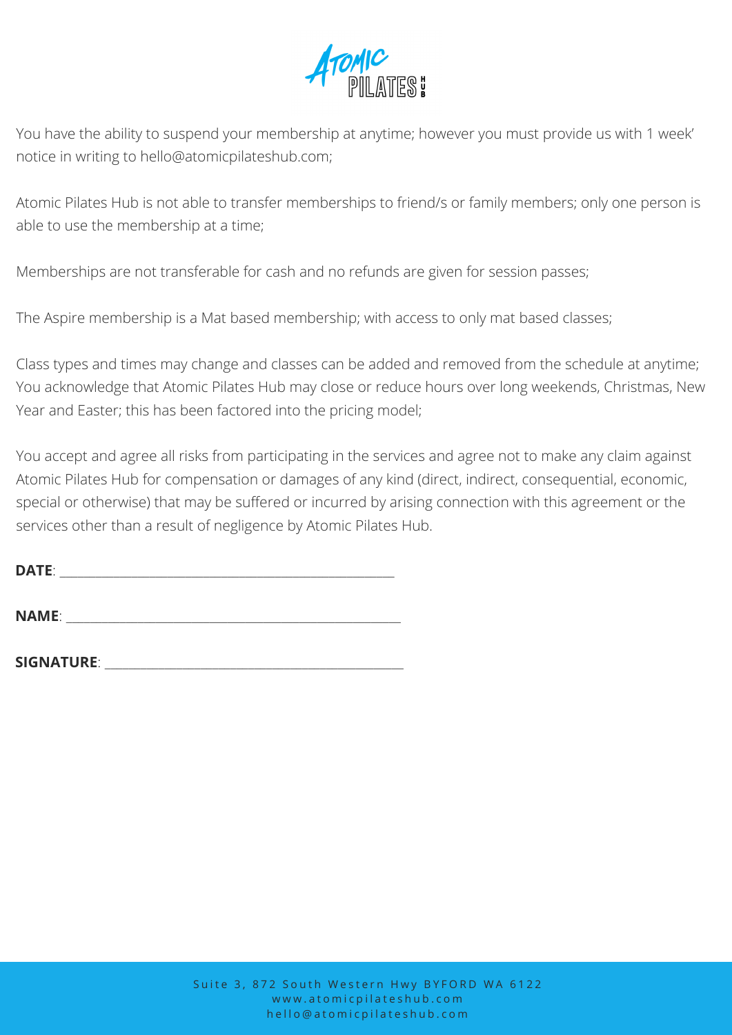You have the ability to suspend your membership at anytime; however you must provide us with 1 week' notice in writing to hello@atomicpilateshub.com;

Atomic Pilates Hub is not able to transfer memberships to friend/s or family members; only one person is able to use the membership at a time;

Memberships are not transferable for cash and no refunds are given for session passes;

The Aspire membership is a Mat based membership; with access to only mat based classes;

Class types and times may change and classes can be added and removed from the schedule at anytime; You acknowledge that Atomic Pilates Hub may close or reduce hours over long weekends, Christmas, New Year and Easter; this has been factored into the pricing model;

You accept and agree all risks from participating in the services and agree not to make any claim against Atomic Pilates Hub for compensation or damages of any kind (direct, indirect, consequential, economic, special or otherwise) that may be suffered or incurred by arising connection with this agreement or the services other than a result of negligence by Atomic Pilates Hub.

**DATE**: ____________________________________________

**NAME**: ____________________________________________

**SIGNATURE**: ________________________________________

Suite 3, 872 South Western Hwy BYFORD WA 6122
www.atomicpilateshub.com
hello@atomicpilateshub.com